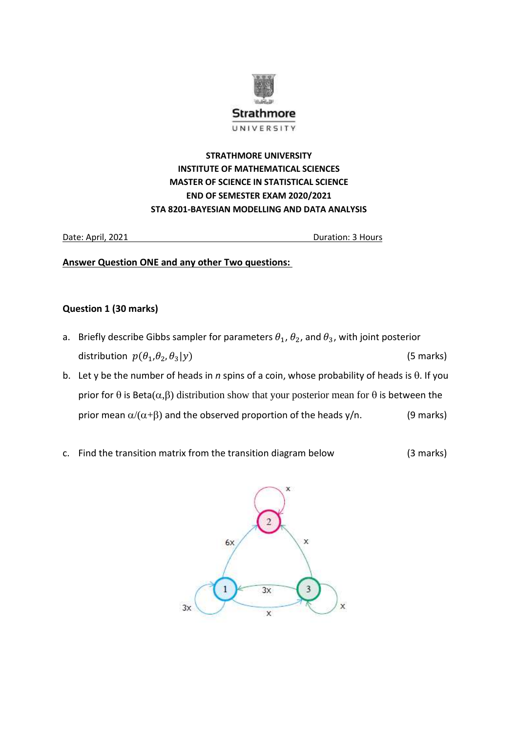**Strathmore**

UNIVERSITY

**STRATHMORE UNIVERSITY**
**INSTITUTE OF MATHEMATICAL SCIENCES**
**MASTER OF SCIENCE IN STATISTICAL SCIENCE**
**END OF SEMESTER EXAM 2020/2021**
**STA 8201-BAYESIAN MODELLING AND DATA ANALYSIS**

Date: April, 2021 Duration: 3 Hours

**Answer Question ONE and any other Two questions:**

## Question 1 (30 marks)

a. Briefly describe Gibbs sampler for parameters $\theta_1$, $\theta_2$, and $\theta_3$, with joint posterior distribution $p(\theta_1,\theta_2,\theta_3|y)$ (5 marks)

b. Let y be the number of heads in *n* spins of a coin, whose probability of heads is $\theta$. If you prior for $\theta$ is Beta($\alpha$,$\beta$) distribution show that your posterior mean for $\theta$ is between the prior mean $\alpha/(\alpha+\beta)$ and the observed proportion of the heads y/n. (9 marks)

c. Find the transition matrix from the transition diagram below (3 marks)

x

2

6x

x

1

3x

3

3x

x

x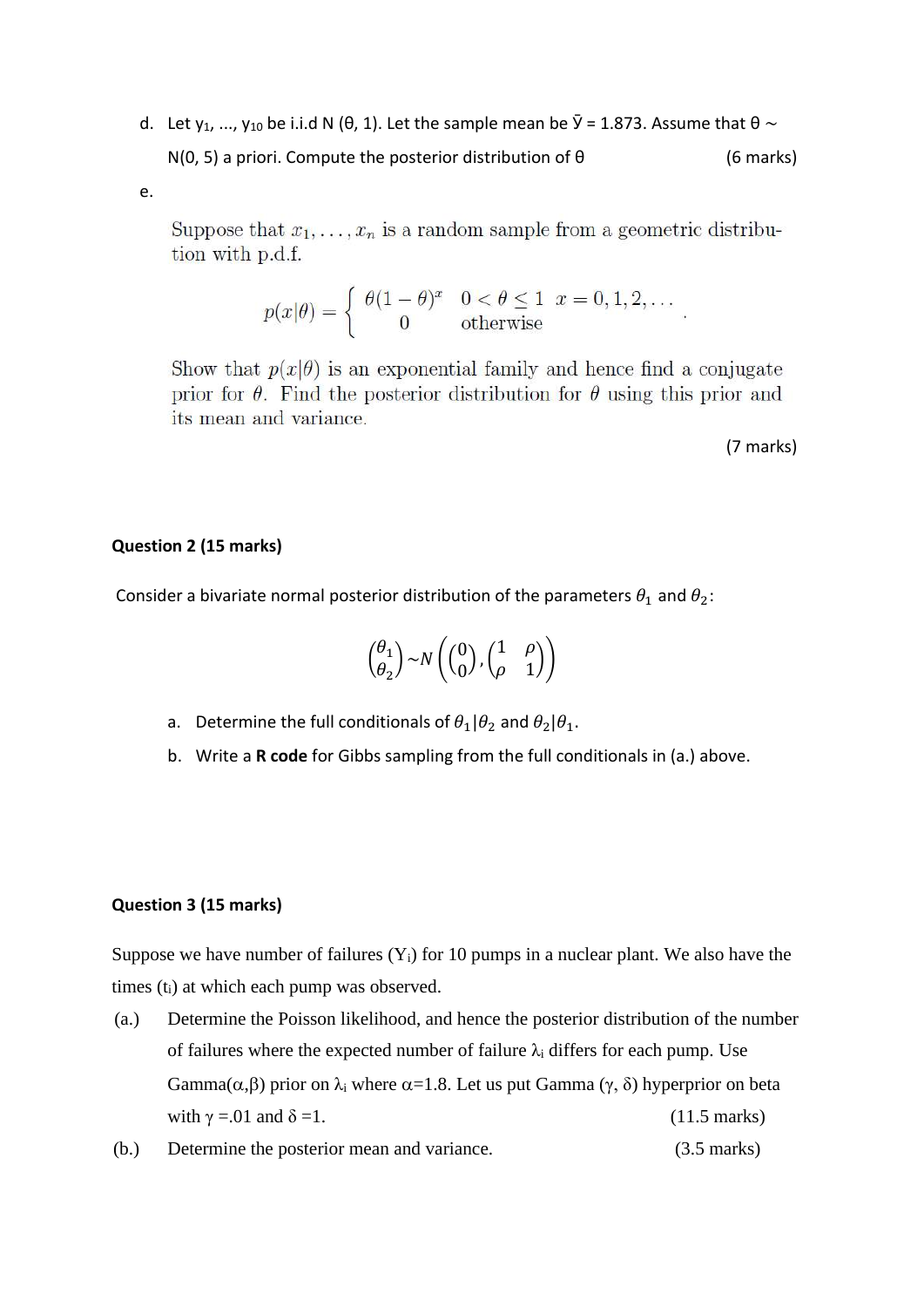d. Let $y_1, \ldots, y_{10}$ be i.i.d $N(\theta, 1)$. Let the sample mean be $\bar{y} = 1.873$. Assume that $\theta \sim N(0, 5)$ a priori. Compute the posterior distribution of $\theta$ (6 marks)

e.

Suppose that $x_1, \ldots, x_n$ is a random sample from a geometric distribution with p.d.f.

$$p(x|\theta) = \begin{cases} \theta(1-\theta)^x & 0 < \theta \leq 1 \quad x = 0, 1, 2, \ldots \\ 0 & \text{otherwise} \end{cases}.$$

Show that $p(x|\theta)$ is an exponential family and hence find a conjugate prior for $\theta$. Find the posterior distribution for $\theta$ using this prior and its mean and variance.

(7 marks)

**Question 2 (15 marks)**

Consider a bivariate normal posterior distribution of the parameters $\theta_1$ and $\theta_2$:

$$\begin{pmatrix} \theta_1 \\ \theta_2 \end{pmatrix} \sim N\left( \begin{pmatrix} 0 \\ 0 \end{pmatrix}, \begin{pmatrix} 1 & \rho \\ \rho & 1 \end{pmatrix} \right)$$

a. Determine the full conditionals of $\theta_1|\theta_2$ and $\theta_2|\theta_1$.

b. Write a **R code** for Gibbs sampling from the full conditionals in (a.) above.

**Question 3 (15 marks)**

Suppose we have number of failures ($Y_i$) for 10 pumps in a nuclear plant. We also have the times ($t_i$) at which each pump was observed.

(a.) Determine the Poisson likelihood, and hence the posterior distribution of the number of failures where the expected number of failure $\lambda_i$ differs for each pump. Use Gamma($\alpha$,$\beta$) prior on $\lambda_i$ where $\alpha$=1.8. Let us put Gamma ($\gamma$, $\delta$) hyperprior on beta with $\gamma$ =.01 and $\delta$ =1. (11.5 marks)

(b.) Determine the posterior mean and variance. (3.5 marks)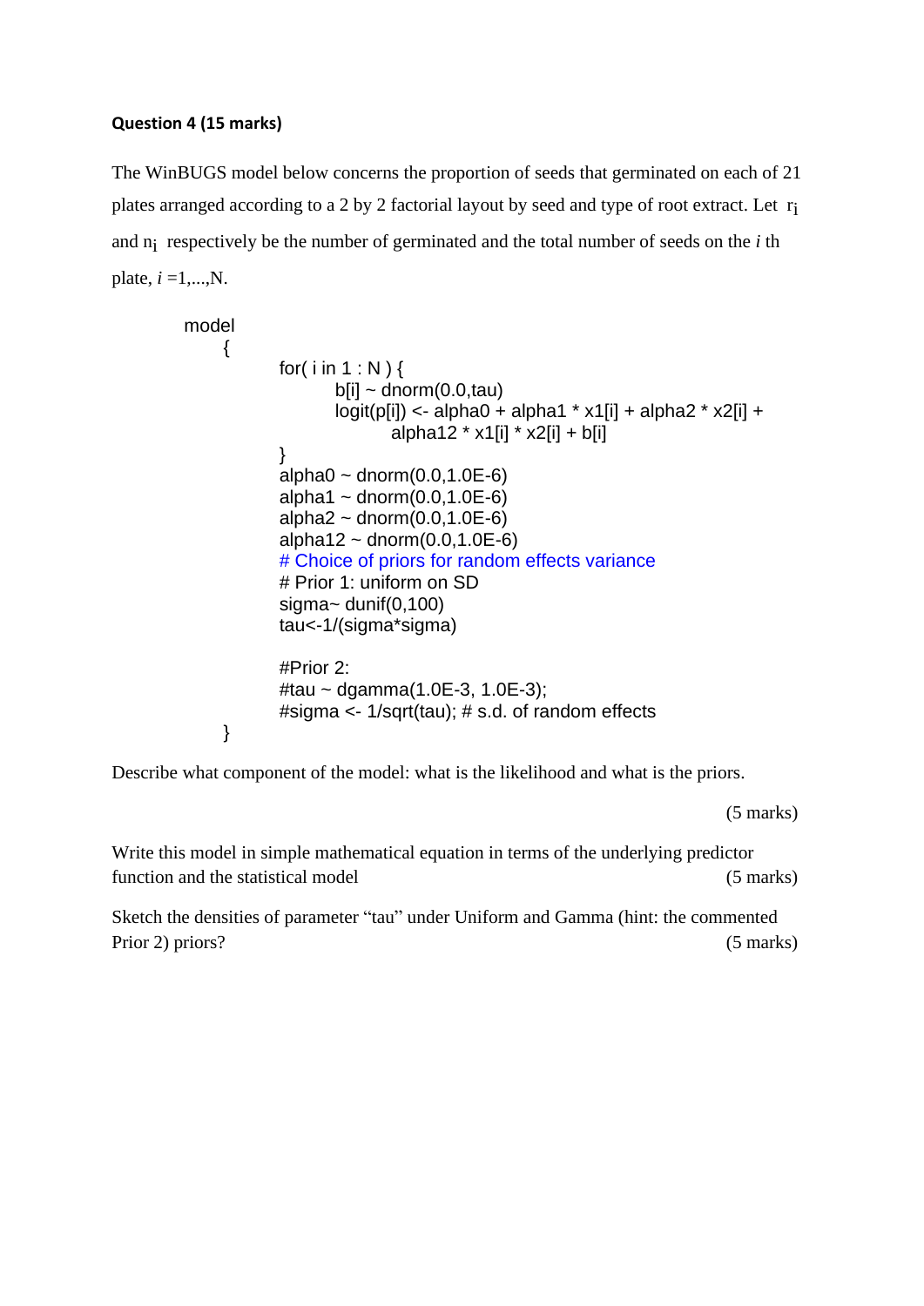**Question 4 (15 marks)**

The WinBUGS model below concerns the proportion of seeds that germinated on each of 21 plates arranged according to a 2 by 2 factorial layout by seed and type of root extract. Let $r_i$ and $n_i$ respectively be the number of germinated and the total number of seeds on the *i* th plate, *i* =1,...,N.

```
model
    {
        for( i in 1 : N ) {
            b[i] ~ dnorm(0.0,tau)
            logit(p[i]) <- alpha0 + alpha1 * x1[i] + alpha2 * x2[i] +
                alpha12 * x1[i] * x2[i] + b[i]
        }
        alpha0 ~ dnorm(0.0,1.0E-6)
        alpha1 ~ dnorm(0.0,1.0E-6)
        alpha2 ~ dnorm(0.0,1.0E-6)
        alpha12 ~ dnorm(0.0,1.0E-6)
        # Choice of priors for random effects variance
        # Prior 1: uniform on SD
        sigma~ dunif(0,100)
        tau<-1/(sigma*sigma)

        #Prior 2:
        #tau ~ dgamma(1.0E-3, 1.0E-3);
        #sigma <- 1/sqrt(tau); # s.d. of random effects
    }
```

Describe what component of the model: what is the likelihood and what is the priors.

(5 marks)

Write this model in simple mathematical equation in terms of the underlying predictor function and the statistical model (5 marks)

Sketch the densities of parameter "tau" under Uniform and Gamma (hint: the commented Prior 2) priors? (5 marks)